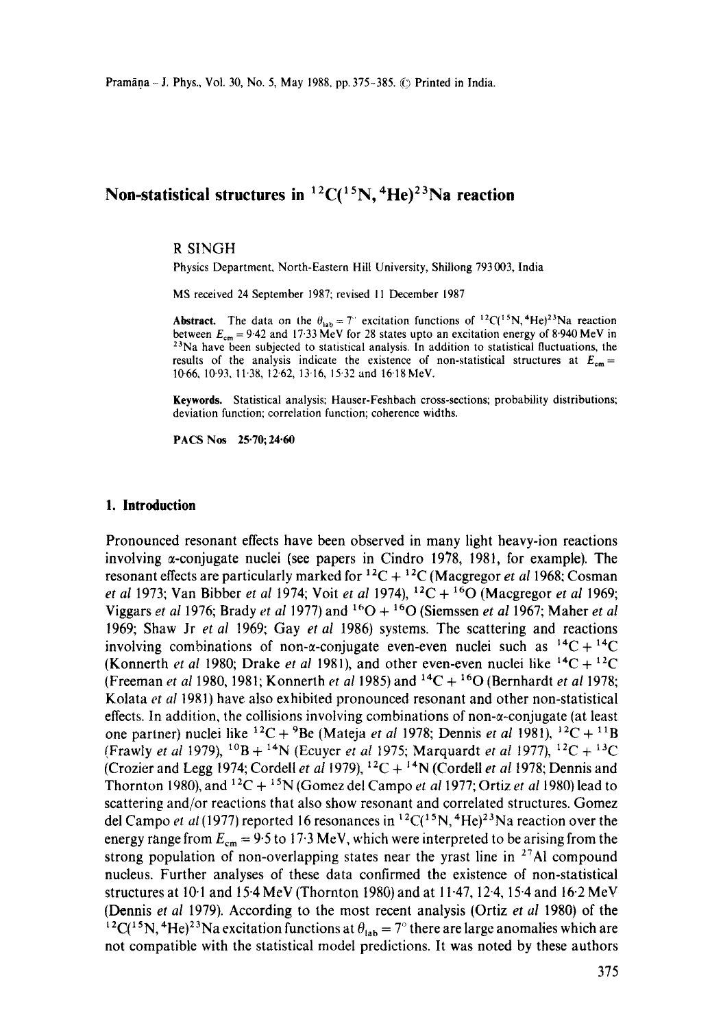# Non-statistical structures in $^{12}C(^{15}N, ^{4}He)^{23}Na$ reaction

R SINGH

Physics Department, North-Eastern Hill University, Shillong 793 003, India

MS received 24 September 1987; revised 11 December 1987

**Abstract.** The data on the $\theta_{lab} = 7^{\circ}$ excitation functions of $^{12}C(^{15}N, ^{4}He)^{23}Na$ reaction between $E_{cm} = 9.42$ and 17.33 MeV for 28 states upto an excitation energy of 8.940 MeV in $^{23}Na$ have been subjected to statistical analysis. In addition to statistical fluctuations, the results of the analysis indicate the existence of non-statistical structures at $E_{cm} =$ 10.66, 10.93, 11.38, 12.62, 13.16, 15.32 and 16.18 MeV.

**Keywords.** Statistical analysis; Hauser-Feshbach cross-sections; probability distributions; deviation function; correlation function; coherence widths.

**PACS Nos** 25.70; 24.60

## 1. Introduction

Pronounced resonant effects have been observed in many light heavy-ion reactions involving α-conjugate nuclei (see papers in Cindro 1978, 1981, for example). The resonant effects are particularly marked for $^{12}C + ^{12}C$ (Macgregor *et al* 1968; Cosman *et al* 1973; Van Bibber *et al* 1974; Voit *et al* 1974), $^{12}C + ^{16}O$ (Macgregor *et al* 1969; Viggars *et al* 1976; Brady *et al* 1977) and $^{16}O + ^{16}O$ (Siemssen *et al* 1967; Maher *et al* 1969; Shaw Jr *et al* 1969; Gay *et al* 1986) systems. The scattering and reactions involving combinations of non-α-conjugate even-even nuclei such as $^{14}C + ^{14}C$ (Konnerth *et al* 1980; Drake *et al* 1981), and other even-even nuclei like $^{14}C + ^{12}C$ (Freeman *et al* 1980, 1981; Konnerth *et al* 1985) and $^{14}C + ^{16}O$ (Bernhardt *et al* 1978; Kolata *et al* 1981) have also exhibited pronounced resonant and other non-statistical effects. In addition, the collisions involving combinations of non-α-conjugate (at least one partner) nuclei like $^{12}C + ^{9}Be$ (Mateja *et al* 1978; Dennis *et al* 1981), $^{12}C + ^{11}B$ (Frawly *et al* 1979), $^{10}B + ^{14}N$ (Ecuyer *et al* 1975; Marquardt *et al* 1977), $^{12}C + ^{13}C$ (Crozier and Legg 1974; Cordell *et al* 1979), $^{12}C + ^{14}N$ (Cordell *et al* 1978; Dennis and Thornton 1980), and $^{12}C + ^{15}N$ (Gomez del Campo *et al* 1977; Ortiz *et al* 1980) lead to scattering and/or reactions that also show resonant and correlated structures. Gomez del Campo *et al* (1977) reported 16 resonances in $^{12}C(^{15}N, ^{4}He)^{23}Na$ reaction over the energy range from $E_{cm} = 9.5$ to 17.3 MeV, which were interpreted to be arising from the strong population of non-overlapping states near the yrast line in $^{27}Al$ compound nucleus. Further analyses of these data confirmed the existence of non-statistical structures at 10.1 and 15.4 MeV (Thornton 1980) and at 11.47, 12.4, 15.4 and 16.2 MeV (Dennis *et al* 1979). According to the most recent analysis (Ortiz *et al* 1980) of the $^{12}C(^{15}N, ^{4}He)^{23}Na$ excitation functions at $\theta_{lab} = 7^{\circ}$ there are large anomalies which are not compatible with the statistical model predictions. It was noted by these authors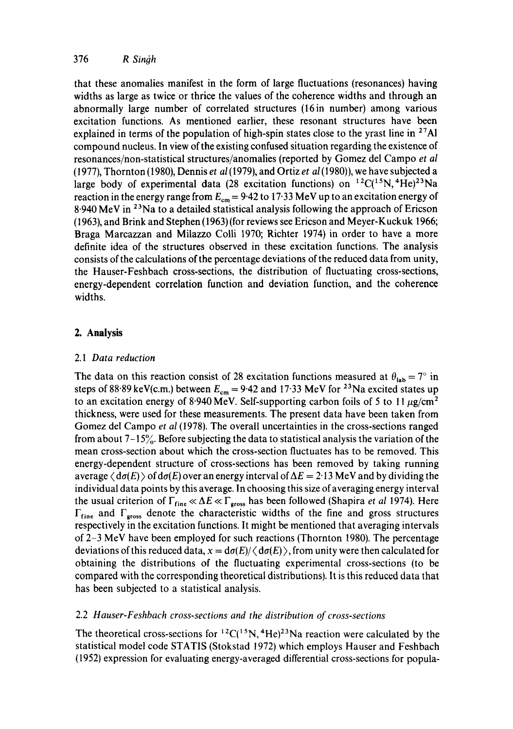that these anomalies manifest in the form of large fluctuations (resonances) having widths as large as twice or thrice the values of the coherence widths and through an abnormally large number of correlated structures (16 in number) among various excitation functions. As mentioned earlier, these resonant structures have been explained in terms of the population of high-spin states close to the yrast line in $^{27}$Al compound nucleus. In view of the existing confused situation regarding the existence of resonances/non-statistical structures/anomalies (reported by Gomez del Campo *et al* (1977), Thornton (1980), Dennis *et al* (1979), and Ortiz *et al* (1980)), we have subjected a large body of experimental data (28 excitation functions) on $^{12}$C($^{15}$N, $^{4}$He)$^{23}$Na reaction in the energy range from $E_{cm} = 9{\cdot}42$ to $17{\cdot}33$ MeV up to an excitation energy of 8·940 MeV in $^{23}$Na to a detailed statistical analysis following the approach of Ericson (1963), and Brink and Stephen (1963) (for reviews see Ericson and Meyer-Kuckuk 1966; Braga Marcazzan and Milazzo Colli 1970; Richter 1974) in order to have a more definite idea of the structures observed in these excitation functions. The analysis consists of the calculations of the percentage deviations of the reduced data from unity, the Hauser-Feshbach cross-sections, the distribution of fluctuating cross-sections, energy-dependent correlation function and deviation function, and the coherence widths.

## 2. Analysis

### 2.1 *Data reduction*

The data on this reaction consist of 28 excitation functions measured at $\theta_{lab} = 7°$ in steps of 88·89 keV(c.m.) between $E_{cm} = 9{\cdot}42$ and 17·33 MeV for $^{23}$Na excited states up to an excitation energy of 8·940 MeV. Self-supporting carbon foils of 5 to 11 $\mu$g/cm$^2$ thickness, were used for these measurements. The present data have been taken from Gomez del Campo *et al* (1978). The overall uncertainties in the cross-sections ranged from about 7–15%. Before subjecting the data to statistical analysis the variation of the mean cross-section about which the cross-section fluctuates has to be removed. This energy-dependent structure of cross-sections has been removed by taking running average $\langle d\sigma(E) \rangle$ of $d\sigma(E)$ over an energy interval of $\Delta E = 2{\cdot}13$ MeV and by dividing the individual data points by this average. In choosing this size of averaging energy interval the usual criterion of $\Gamma_{fine} \ll \Delta E \ll \Gamma_{gross}$ has been followed (Shapira *et al* 1974). Here $\Gamma_{fine}$ and $\Gamma_{gross}$ denote the characteristic widths of the fine and gross structures respectively in the excitation functions. It might be mentioned that averaging intervals of 2–3 MeV have been employed for such reactions (Thornton 1980). The percentage deviations of this reduced data, $x = d\sigma(E)/\langle d\sigma(E) \rangle$, from unity were then calculated for obtaining the distributions of the fluctuating experimental cross-sections (to be compared with the corresponding theoretical distributions). It is this reduced data that has been subjected to a statistical analysis.

### 2.2 *Hauser-Feshbach cross-sections and the distribution of cross-sections*

The theoretical cross-sections for $^{12}$C($^{15}$N, $^{4}$He)$^{23}$Na reaction were calculated by the statistical model code STATIS (Stokstad 1972) which employs Hauser and Feshbach (1952) expression for evaluating energy-averaged differential cross-sections for popula-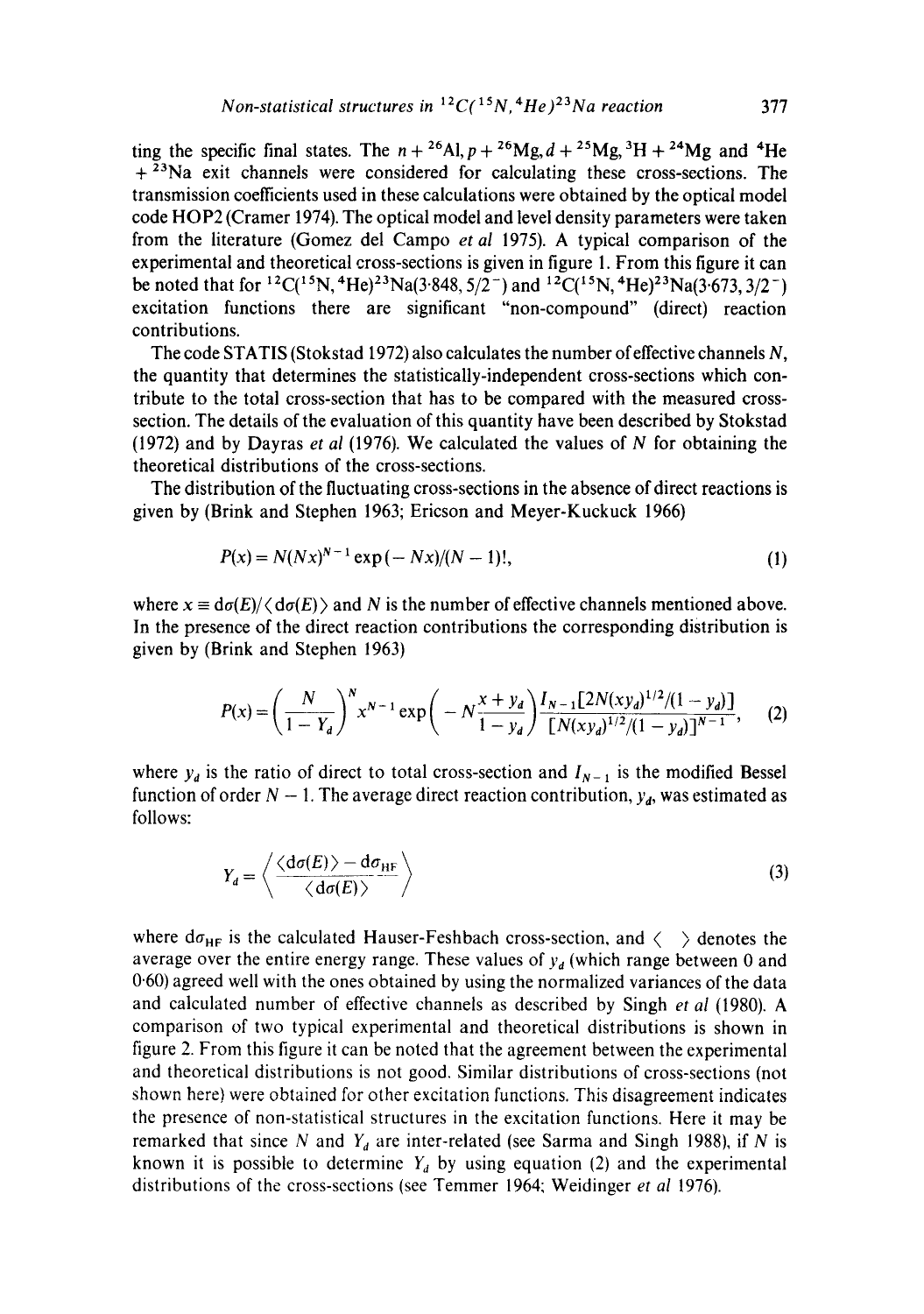ting the specific final states. The $n + {}^{26}Al$, $p + {}^{26}Mg$, $d + {}^{25}Mg$, ${}^{3}H + {}^{24}Mg$ and ${}^{4}He + {}^{23}Na$ exit channels were considered for calculating these cross-sections. The transmission coefficients used in these calculations were obtained by the optical model code HOP2 (Cramer 1974). The optical model and level density parameters were taken from the literature (Gomez del Campo *et al* 1975). A typical comparison of the experimental and theoretical cross-sections is given in figure 1. From this figure it can be noted that for ${}^{12}C({}^{15}N, {}^{4}He){}^{23}Na(3{\cdot}848, 5/2^-)$ and ${}^{12}C({}^{15}N, {}^{4}He){}^{23}Na(3{\cdot}673, 3/2^-)$ excitation functions there are significant "non-compound" (direct) reaction contributions.

The code STATIS (Stokstad 1972) also calculates the number of effective channels $N$, the quantity that determines the statistically-independent cross-sections which contribute to the total cross-section that has to be compared with the measured cross-section. The details of the evaluation of this quantity have been described by Stokstad (1972) and by Dayras *et al* (1976). We calculated the values of $N$ for obtaining the theoretical distributions of the cross-sections.

The distribution of the fluctuating cross-sections in the absence of direct reactions is given by (Brink and Stephen 1963; Ericson and Meyer-Kuckuck 1966)

$$P(x) = N(Nx)^{N-1}\exp(-Nx)/(N-1)!, \tag{1}$$

where $x \equiv d\sigma(E)/\langle d\sigma(E)\rangle$ and $N$ is the number of effective channels mentioned above. In the presence of the direct reaction contributions the corresponding distribution is given by (Brink and Stephen 1963)

$$P(x) = \left(\frac{N}{1-Y_d}\right)^N x^{N-1}\exp\left(-N\frac{x+y_d}{1-y_d}\right)\frac{I_{N-1}[2N(xy_d)^{1/2}/(1-y_d)]}{[N(xy_d)^{1/2}/(1-y_d)]^{N-1}}, \tag{2}$$

where $y_d$ is the ratio of direct to total cross-section and $I_{N-1}$ is the modified Bessel function of order $N-1$. The average direct reaction contribution, $y_d$, was estimated as follows:

$$Y_d = \left\langle \frac{\langle d\sigma(E)\rangle - d\sigma_{HF}}{\langle d\sigma(E)\rangle} \right\rangle \tag{3}$$

where $d\sigma_{HF}$ is the calculated Hauser-Feshbach cross-section, and $\langle\ \rangle$ denotes the average over the entire energy range. These values of $y_d$ (which range between 0 and 0·60) agreed well with the ones obtained by using the normalized variances of the data and calculated number of effective channels as described by Singh *et al* (1980). A comparison of two typical experimental and theoretical distributions is shown in figure 2. From this figure it can be noted that the agreement between the experimental and theoretical distributions is not good. Similar distributions of cross-sections (not shown here) were obtained for other excitation functions. This disagreement indicates the presence of non-statistical structures in the excitation functions. Here it may be remarked that since $N$ and $Y_d$ are inter-related (see Sarma and Singh 1988), if $N$ is known it is possible to determine $Y_d$ by using equation (2) and the experimental distributions of the cross-sections (see Temmer 1964; Weidinger *et al* 1976).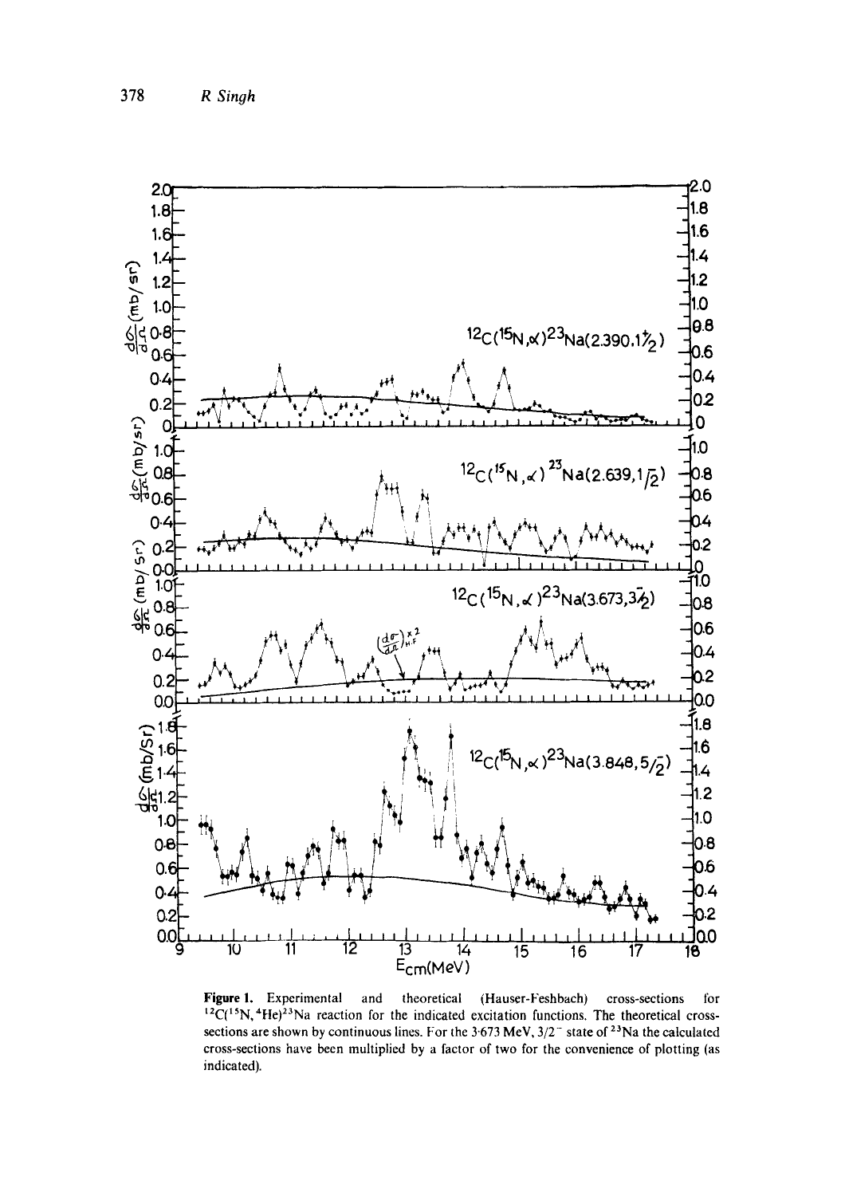**Figure 1.** Experimental and theoretical (Hauser-Feshbach) cross-sections for $^{12}C(^{15}N, ^{4}He)^{23}Na$ reaction for the indicated excitation functions. The theoretical cross-sections are shown by continuous lines. For the 3·673 MeV, $3/2^-$ state of $^{23}Na$ the calculated cross-sections have been multiplied by a factor of two for the convenience of plotting (as indicated).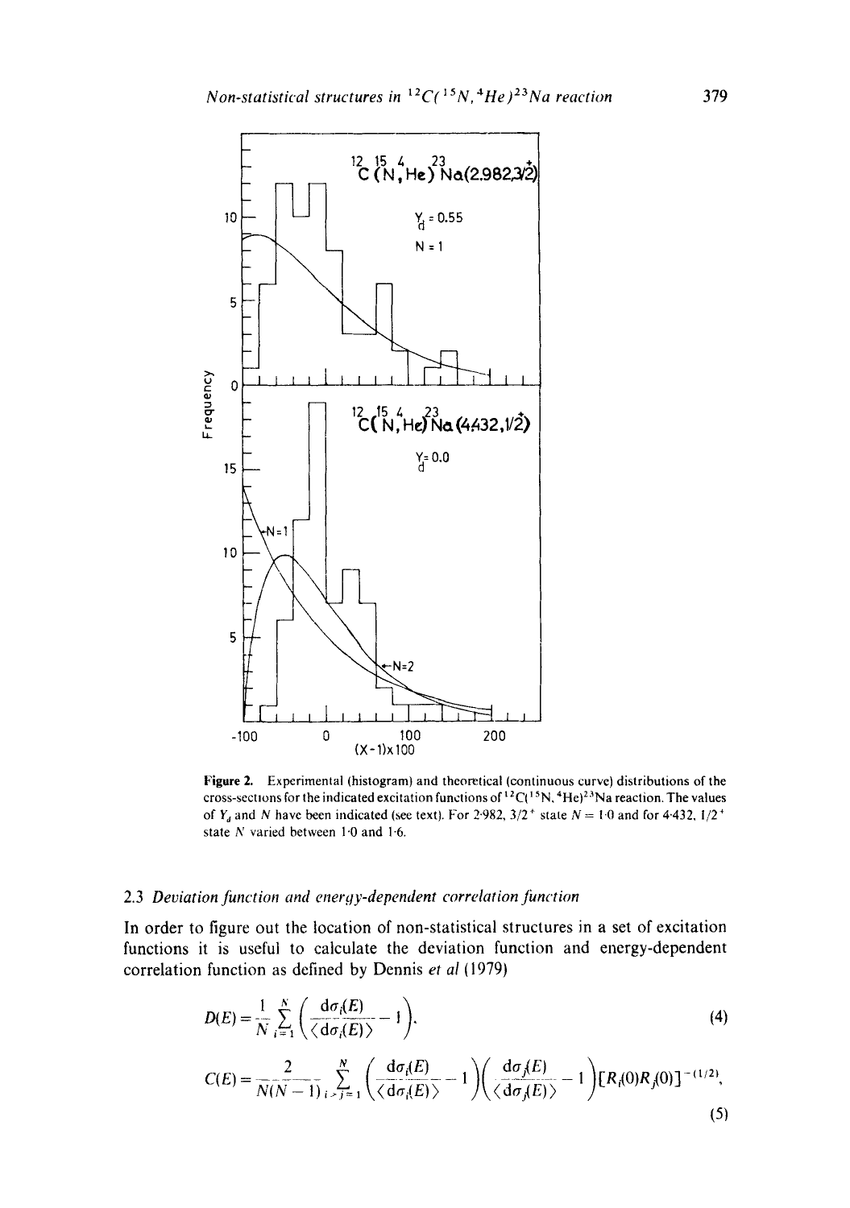Figure 2. Experimental (histogram) and theoretical (continuous curve) distributions of the cross-sections for the indicated excitation functions of $^{12}C(^{15}N, ^{4}He)^{23}Na$ reaction. The values of $Y_d$ and $N$ have been indicated (see text). For 2·982, $3/2^+$ state $N = 1·0$ and for 4·432, $1/2^+$ state $N$ varied between 1·0 and 1·6.

### 2.3 Deviation function and energy-dependent correlation function

In order to figure out the location of non-statistical structures in a set of excitation functions it is useful to calculate the deviation function and energy-dependent correlation function as defined by Dennis *et al* (1979)

$$D(E) = \frac{1}{N} \sum_{i=1}^{N} \left( \frac{d\sigma_i(E)}{\langle d\sigma_i(E) \rangle} - 1 \right). \tag{4}$$

$$C(E) = \frac{2}{N(N-1)} \sum_{i>j=1}^{N} \left( \frac{d\sigma_i(E)}{\langle d\sigma_i(E) \rangle} - 1 \right) \left( \frac{d\sigma_j(E)}{\langle d\sigma_j(E) \rangle} - 1 \right) [R_i(0) R_j(0)]^{-(1/2)}, \tag{5}$$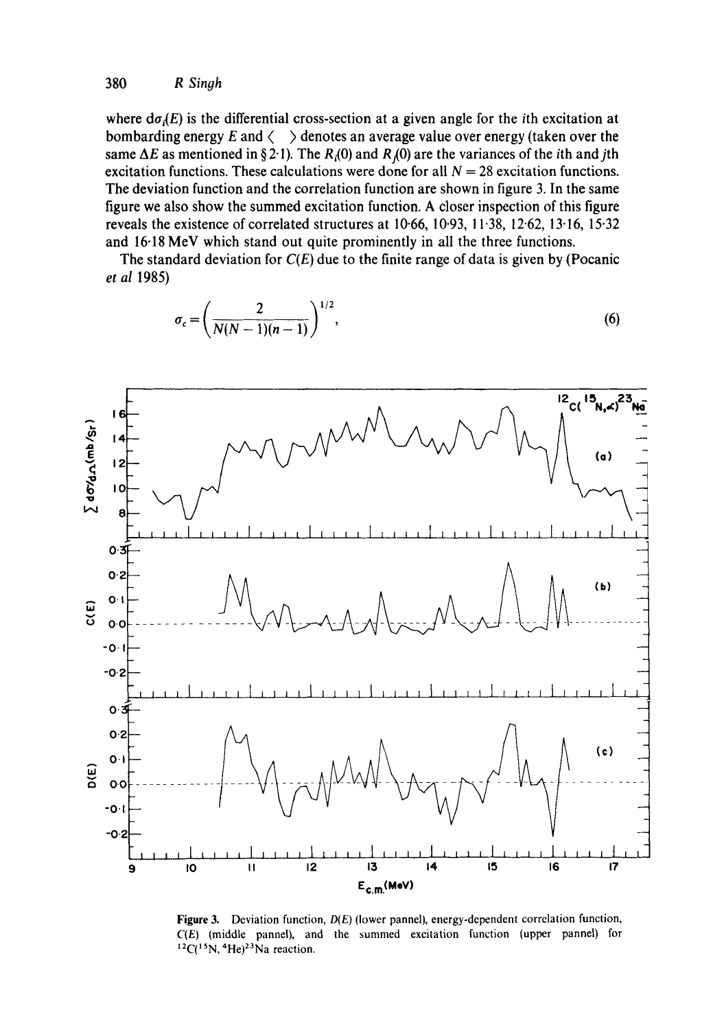where $d\sigma_i(E)$ is the differential cross-section at a given angle for the $i$th excitation at bombarding energy $E$ and $\langle \quad \rangle$ denotes an average value over energy (taken over the same $\Delta E$ as mentioned in § 2·1). The $R_i(0)$ and $R_j(0)$ are the variances of the $i$th and $j$th excitation functions. These calculations were done for all $N = 28$ excitation functions. The deviation function and the correlation function are shown in figure 3. In the same figure we also show the summed excitation function. A closer inspection of this figure reveals the existence of correlated structures at 10·66, 10·93, 11·38, 12·62, 13·16, 15·32 and 16·18 MeV which stand out quite prominently in all the three functions.

The standard deviation for $C(E)$ due to the finite range of data is given by (Pocanic *et al* 1985)

$$\sigma_c = \left( \frac{2}{N(N-1)(n-1)} \right)^{1/2}, \tag{6}$$

**Figure 3.** Deviation function, $D(E)$ (lower pannel), energy-dependent correlation function, $C(E)$ (middle pannel), and the summed excitation function (upper pannel) for $^{12}C(^{15}N, ^{4}He)^{23}Na$ reaction.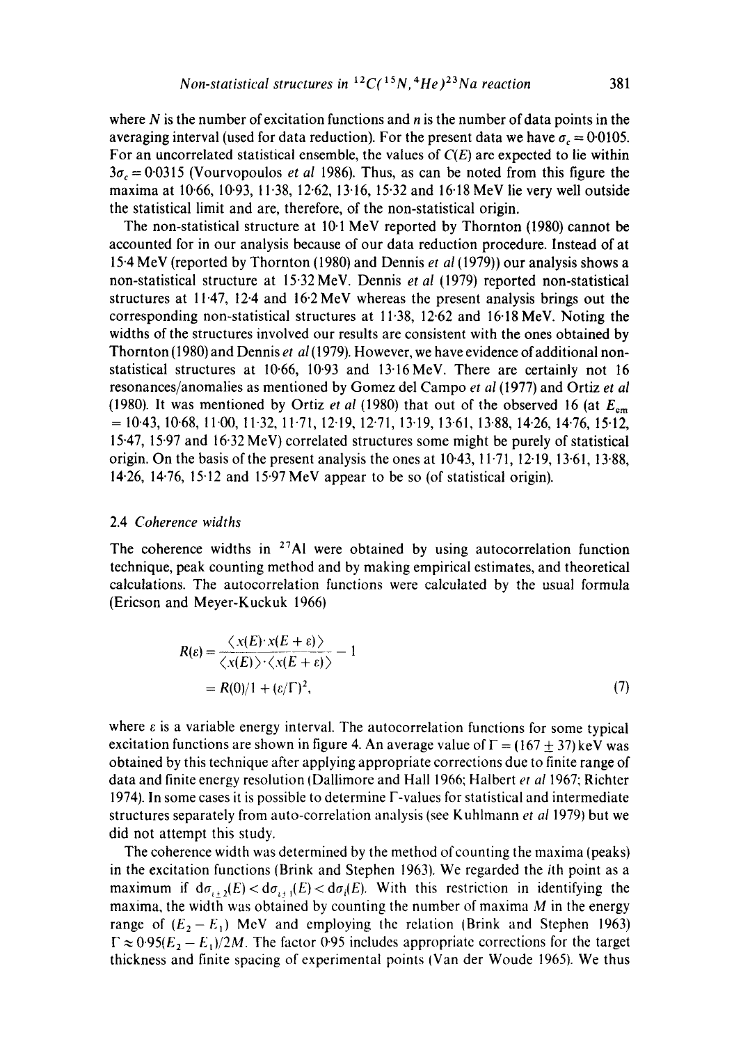where $N$ is the number of excitation functions and $n$ is the number of data points in the averaging interval (used for data reduction). For the present data we have $\sigma_c = 0{\cdot}0105$. For an uncorrelated statistical ensemble, the values of $C(E)$ are expected to lie within $3\sigma_c = 0{\cdot}0315$ (Vourvopoulos *et al* 1986). Thus, as can be noted from this figure the maxima at 10·66, 10·93, 11·38, 12·62, 13·16, 15·32 and 16·18 MeV lie very well outside the statistical limit and are, therefore, of the non-statistical origin.

The non-statistical structure at 10·1 MeV reported by Thornton (1980) cannot be accounted for in our analysis because of our data reduction procedure. Instead of at 15·4 MeV (reported by Thornton (1980) and Dennis *et al* (1979)) our analysis shows a non-statistical structure at 15·32 MeV. Dennis *et al* (1979) reported non-statistical structures at 11·47, 12·4 and 16·2 MeV whereas the present analysis brings out the corresponding non-statistical structures at 11·38, 12·62 and 16·18 MeV. Noting the widths of the structures involved our results are consistent with the ones obtained by Thornton (1980) and Dennis *et al* (1979). However, we have evidence of additional non-statistical structures at 10·66, 10·93 and 13·16 MeV. There are certainly not 16 resonances/anomalies as mentioned by Gomez del Campo *et al* (1977) and Ortiz *et al* (1980). It was mentioned by Ortiz *et al* (1980) that out of the observed 16 (at $E_{cm}$ = 10·43, 10·68, 11·00, 11·32, 11·71, 12·19, 12·71, 13·19, 13·61, 13·88, 14·26, 14·76, 15·12, 15·47, 15·97 and 16·32 MeV) correlated structures some might be purely of statistical origin. On the basis of the present analysis the ones at 10·43, 11·71, 12·19, 13·61, 13·88, 14·26, 14·76, 15·12 and 15·97 MeV appear to be so (of statistical origin).

### 2.4 *Coherence widths*

The coherence widths in $^{27}Al$ were obtained by using autocorrelation function technique, peak counting method and by making empirical estimates, and theoretical calculations. The autocorrelation functions were calculated by the usual formula (Ericson and Meyer-Kuckuk 1966)

$$
\begin{aligned}
R(\varepsilon) &= \frac{\langle x(E)\cdot x(E+\varepsilon)\rangle}{\langle x(E)\rangle\cdot\langle x(E+\varepsilon)\rangle} - 1 \\
&= R(0)/1 + (\varepsilon/\Gamma)^2,
\end{aligned} \tag{7}
$$

where $\varepsilon$ is a variable energy interval. The autocorrelation functions for some typical excitation functions are shown in figure 4. An average value of $\Gamma = (167 \pm 37)$ keV was obtained by this technique after applying appropriate corrections due to finite range of data and finite energy resolution (Dallimore and Hall 1966; Halbert *et al* 1967; Richter 1974). In some cases it is possible to determine $\Gamma$-values for statistical and intermediate structures separately from auto-correlation analysis (see Kuhlmann *et al* 1979) but we did not attempt this study.

The coherence width was determined by the method of counting the maxima (peaks) in the excitation functions (Brink and Stephen 1963). We regarded the $i$th point as a maximum if $d\sigma_{i\pm 2}(E) < d\sigma_{i\pm 1}(E) < d\sigma_i(E)$. With this restriction in identifying the maxima, the width was obtained by counting the number of maxima $M$ in the energy range of $(E_2 - E_1)$ MeV and employing the relation (Brink and Stephen 1963) $\Gamma \approx 0{\cdot}95(E_2 - E_1)/2M$. The factor 0·95 includes appropriate corrections for the target thickness and finite spacing of experimental points (Van der Woude 1965). We thus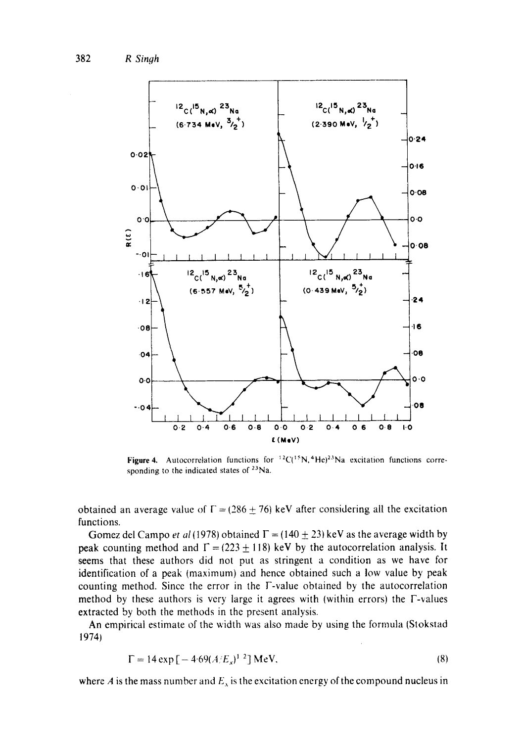**Figure 4.** Autocorrelation functions for $^{12}C(^{15}N, ^4He)^{23}Na$ excitation functions corresponding to the indicated states of $^{23}Na$.

obtained an average value of $\Gamma = (286 \pm 76)$ keV after considering all the excitation functions.

Gomez del Campo *et al* (1978) obtained $\Gamma = (140 \pm 23)$ keV as the average width by peak counting method and $\Gamma = (223 \pm 118)$ keV by the autocorrelation analysis. It seems that these authors did not put as stringent a condition as we have for identification of a peak (maximum) and hence obtained such a low value by peak counting method. Since the error in the $\Gamma$-value obtained by the autocorrelation method by these authors is very large it agrees with (within errors) the $\Gamma$-values extracted by both the methods in the present analysis.

An empirical estimate of the width was also made by using the formula (Stokstad 1974)

$$\Gamma = 14 \exp[-4{\cdot}69(A/E_x)^{1/2}] \text{ MeV}, \tag{8}$$

where $A$ is the mass number and $E_x$ is the excitation energy of the compound nucleus in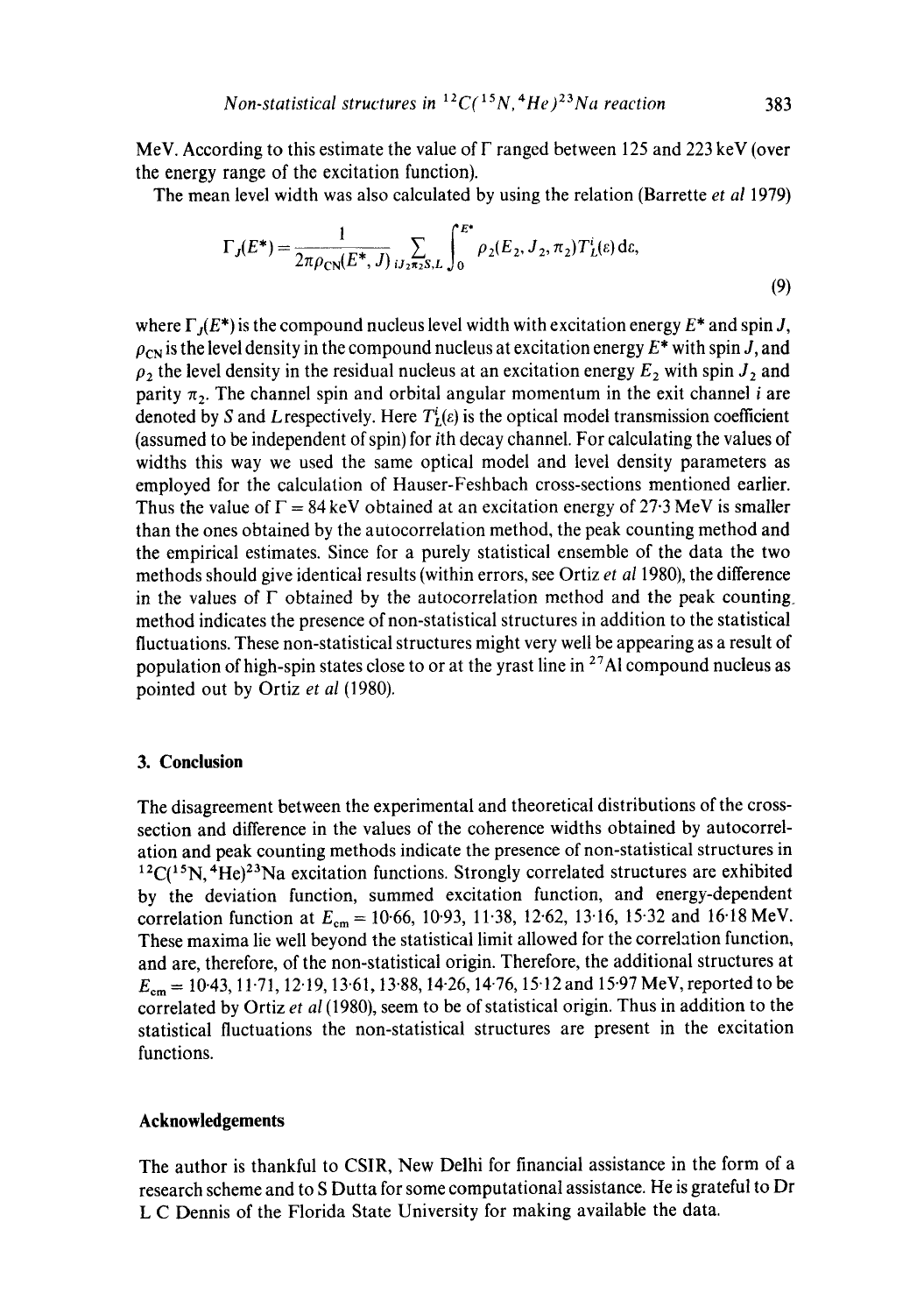MeV. According to this estimate the value of $\Gamma$ ranged between 125 and 223 keV (over the energy range of the excitation function).

The mean level width was also calculated by using the relation (Barrette *et al* 1979)

$$\Gamma_J(E^*) = \frac{1}{2\pi\rho_{CN}(E^*, J)} \sum_{iJ_2\pi_2 S, L} \int_0^{E^*} \rho_2(E_2, J_2, \pi_2) T_L^i(\varepsilon)\, d\varepsilon, \tag{9}$$

where $\Gamma_J(E^*)$ is the compound nucleus level width with excitation energy $E^*$ and spin $J$, $\rho_{CN}$ is the level density in the compound nucleus at excitation energy $E^*$ with spin $J$, and $\rho_2$ the level density in the residual nucleus at an excitation energy $E_2$ with spin $J_2$ and parity $\pi_2$. The channel spin and orbital angular momentum in the exit channel $i$ are denoted by $S$ and $L$ respectively. Here $T_L^i(\varepsilon)$ is the optical model transmission coefficient (assumed to be independent of spin) for $i$th decay channel. For calculating the values of widths this way we used the same optical model and level density parameters as employed for the calculation of Hauser-Feshbach cross-sections mentioned earlier. Thus the value of $\Gamma = 84$ keV obtained at an excitation energy of 27·3 MeV is smaller than the ones obtained by the autocorrelation method, the peak counting method and the empirical estimates. Since for a purely statistical ensemble of the data the two methods should give identical results (within errors, see Ortiz *et al* 1980), the difference in the values of $\Gamma$ obtained by the autocorrelation method and the peak counting method indicates the presence of non-statistical structures in addition to the statistical fluctuations. These non-statistical structures might very well be appearing as a result of population of high-spin states close to or at the yrast line in $^{27}$Al compound nucleus as pointed out by Ortiz *et al* (1980).

## 3. Conclusion

The disagreement between the experimental and theoretical distributions of the cross-section and difference in the values of the coherence widths obtained by autocorrelation and peak counting methods indicate the presence of non-statistical structures in $^{12}$C($^{15}$N,$^{4}$He)$^{23}$Na excitation functions. Strongly correlated structures are exhibited by the deviation function, summed excitation function, and energy-dependent correlation function at $E_{cm} = 10{\cdot}66$, 10·93, 11·38, 12·62, 13·16, 15·32 and 16·18 MeV. These maxima lie well beyond the statistical limit allowed for the correlation function, and are, therefore, of the non-statistical origin. Therefore, the additional structures at $E_{cm} = 10{\cdot}43$, 11·71, 12·19, 13·61, 13·88, 14·26, 14·76, 15·12 and 15·97 MeV, reported to be correlated by Ortiz *et al* (1980), seem to be of statistical origin. Thus in addition to the statistical fluctuations the non-statistical structures are present in the excitation functions.

## Acknowledgements

The author is thankful to CSIR, New Delhi for financial assistance in the form of a research scheme and to S Dutta for some computational assistance. He is grateful to Dr L C Dennis of the Florida State University for making available the data.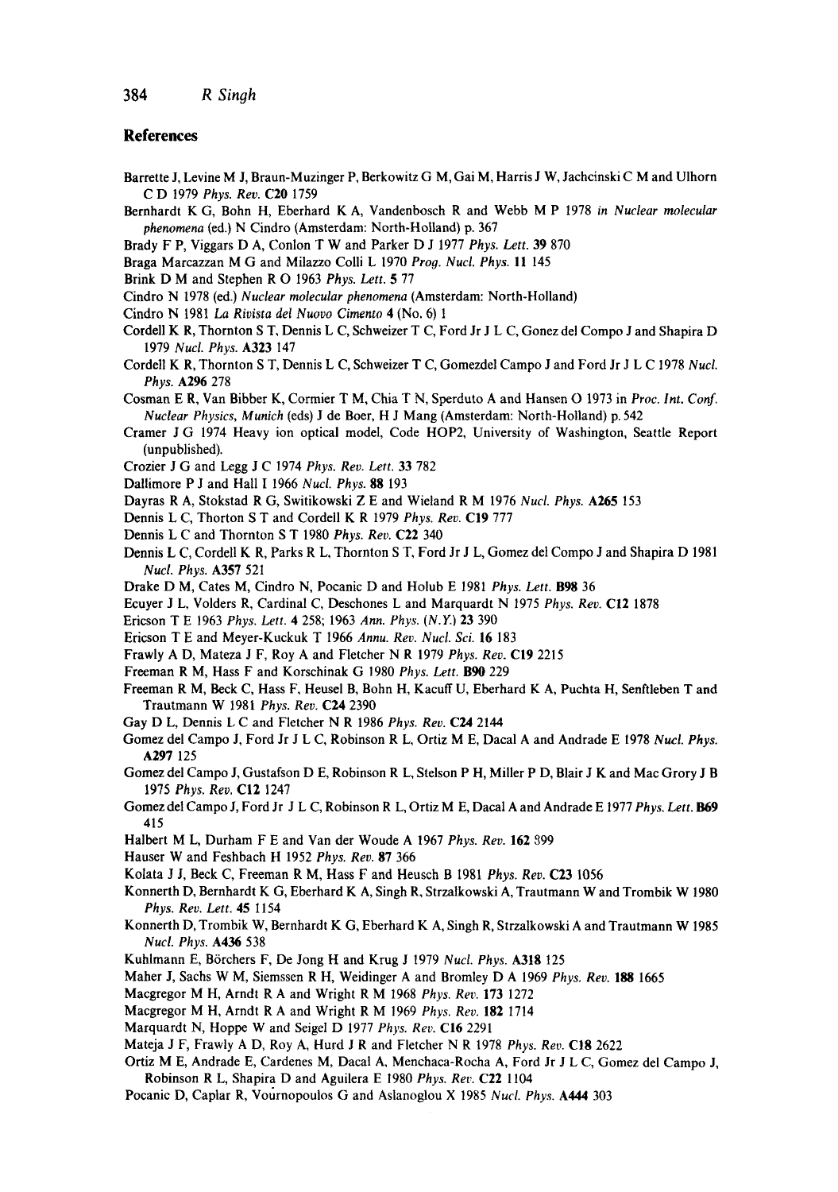## References

Barrette J, Levine M J, Braun-Muzinger P, Berkowitz G M, Gai M, Harris J W, Jachcinski C M and Ulhorn C D 1979 *Phys. Rev.* **C20** 1759

Bernhardt K G, Bohn H, Eberhard K A, Vandenbosch R and Webb M P 1978 *in Nuclear molecular phenomena* (ed.) N Cindro (Amsterdam: North-Holland) p. 367

Brady F P, Viggars D A, Conlon T W and Parker D J 1977 *Phys. Lett.* **39** 870

Braga Marcazzan M G and Milazzo Colli L 1970 *Prog. Nucl. Phys.* **11** 145

Brink D M and Stephen R O 1963 *Phys. Lett.* **5** 77

Cindro N 1978 (ed.) *Nuclear molecular phenomena* (Amsterdam: North-Holland)

Cindro N 1981 *La Rivista del Nuovo Cimento* **4** (No. 6) 1

Cordell K R, Thornton S T, Dennis L C, Schweizer T C, Ford Jr J L C, Gonez del Compo J and Shapira D 1979 *Nucl. Phys.* **A323** 147

Cordell K R, Thornton S T, Dennis L C, Schweizer T C, Gomezdel Campo J and Ford Jr J L C 1978 *Nucl. Phys.* **A296** 278

Cosman E R, Van Bibber K, Cormier T M, Chia T N, Sperduto A and Hansen O 1973 in *Proc. Int. Conf. Nuclear Physics, Munich* (eds) J de Boer, H J Mang (Amsterdam: North-Holland) p. 542

Cramer J G 1974 Heavy ion optical model, Code HOP2, University of Washington, Seattle Report (unpublished).

Crozier J G and Legg J C 1974 *Phys. Rev. Lett.* **33** 782

Dallimore P J and Hall I 1966 *Nucl. Phys.* **88** 193

Dayras R A, Stokstad R G, Switikowski Z E and Wieland R M 1976 *Nucl. Phys.* **A265** 153

Dennis L C, Thorton S T and Cordell K R 1979 *Phys. Rev.* **C19** 777

Dennis L C and Thornton S T 1980 *Phys. Rev.* **C22** 340

Dennis L C, Cordell K R, Parks R L, Thornton S T, Ford Jr J L, Gomez del Compo J and Shapira D 1981 *Nucl. Phys.* **A357** 521

Drake D M, Cates M, Cindro N, Pocanic D and Holub E 1981 *Phys. Lett.* **B98** 36

Ecuyer J L, Volders R, Cardinal C, Deschones L and Marquardt N 1975 *Phys. Rev.* **C12** 1878

Ericson T E 1963 *Phys. Lett.* **4** 258; 1963 *Ann. Phys. (N.Y.)* **23** 390

Ericson T E and Meyer-Kuckuk T 1966 *Annu. Rev. Nucl. Sci.* **16** 183

Frawly A D, Mateza J F, Roy A and Fletcher N R 1979 *Phys. Rev.* **C19** 2215

Freeman R M, Hass F and Korschinak G 1980 *Phys. Lett.* **B90** 229

Freeman R M, Beck C, Hass F, Heusel B, Bohn H, Kacuff U, Eberhard K A, Puchta H, Senftleben T and Trautmann W 1981 *Phys. Rev.* **C24** 2390

Gay D L, Dennis L C and Fletcher N R 1986 *Phys. Rev.* **C24** 2144

Gomez del Campo J, Ford Jr J L C, Robinson R L, Ortiz M E, Dacal A and Andrade E 1978 *Nucl. Phys.* **A297** 125

Gomez del Campo J, Gustafson D E, Robinson R L, Stelson P H, Miller P D, Blair J K and Mac Grory J B 1975 *Phys. Rev.* **C12** 1247

Gomez del Campo J, Ford Jr J L C, Robinson R L, Ortiz M E, Dacal A and Andrade E 1977 *Phys. Lett.* **B69** 415

Halbert M L, Durham F E and Van der Woude A 1967 *Phys. Rev.* **162** 899

Hauser W and Feshbach H 1952 *Phys. Rev.* **87** 366

Kolata J J, Beck C, Freeman R M, Hass F and Heusch B 1981 *Phys. Rev.* **C23** 1056

Konnerth D, Bernhardt K G, Eberhard K A, Singh R, Strzalkowski A, Trautmann W and Trombik W 1980 *Phys. Rev. Lett.* **45** 1154

Konnerth D, Trombik W, Bernhardt K G, Eberhard K A, Singh R, Strzalkowski A and Trautmann W 1985 *Nucl. Phys.* **A436** 538

Kuhlmann E, Börchers F, De Jong H and Krug J 1979 *Nucl. Phys.* **A318** 125

Maher J, Sachs W M, Siemssen R H, Weidinger A and Bromley D A 1969 *Phys. Rev.* **188** 1665

Macgregor M H, Arndt R A and Wright R M 1968 *Phys. Rev.* **173** 1272

Macgregor M H, Arndt R A and Wright R M 1969 *Phys. Rev.* **182** 1714

Marquardt N, Hoppe W and Seigel D 1977 *Phys. Rev.* **C16** 2291

Mateja J F, Frawly A D, Roy A, Hurd J R and Fletcher N R 1978 *Phys. Rev.* **C18** 2622

Ortiz M E, Andrade E, Cardenes M, Dacal A, Menchaca-Rocha A, Ford Jr J L C, Gomez del Campo J, Robinson R L, Shapira D and Aguilera E 1980 *Phys. Rev.* **C22** 1104

Pocanic D, Caplar R, Vournopoulos G and Aslanoglou X 1985 *Nucl. Phys.* **A444** 303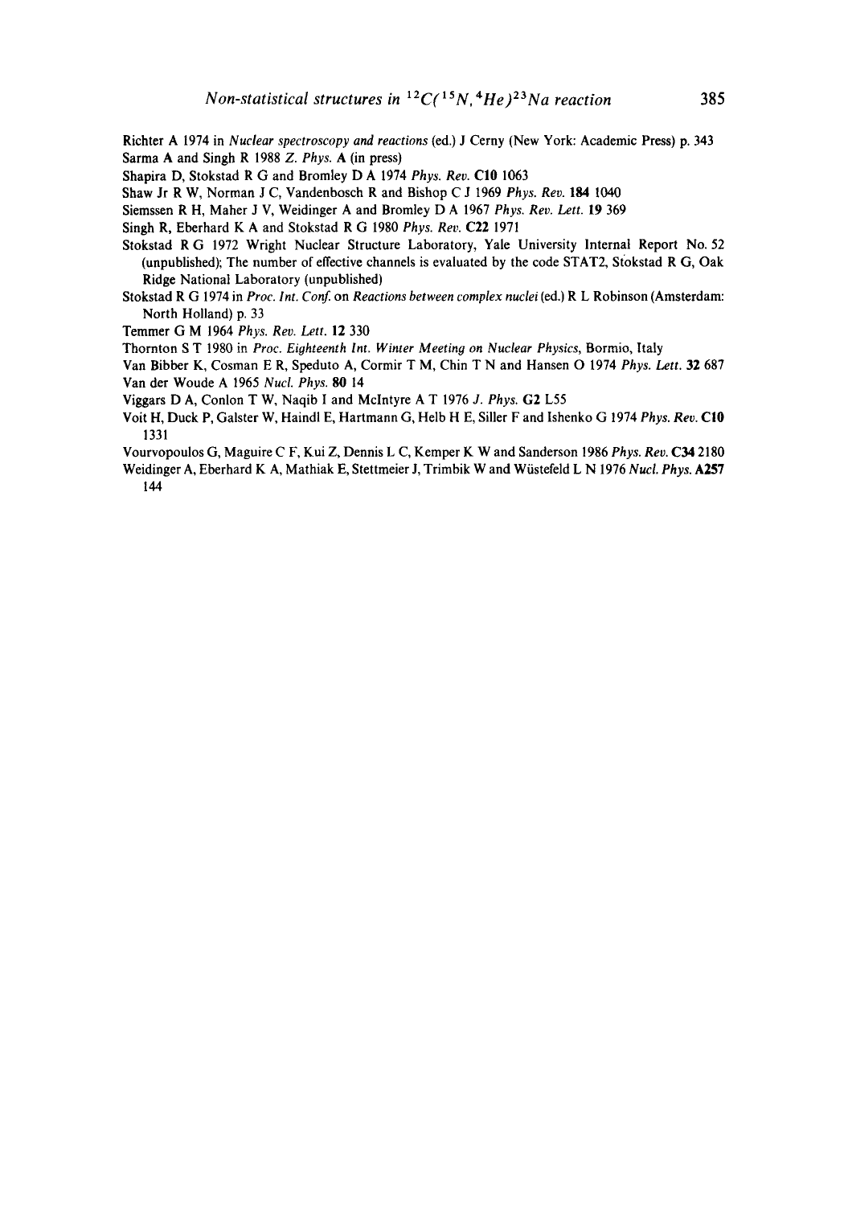Richter A 1974 in *Nuclear spectroscopy and reactions* (ed.) J Cerny (New York: Academic Press) p. 343

Sarma A and Singh R 1988 *Z. Phys.* **A** (in press)

Shapira D, Stokstad R G and Bromley D A 1974 *Phys. Rev.* **C10** 1063

Shaw Jr R W, Norman J C, Vandenbosch R and Bishop C J 1969 *Phys. Rev.* **184** 1040

Siemssen R H, Maher J V, Weidinger A and Bromley D A 1967 *Phys. Rev. Lett.* **19** 369

Singh R, Eberhard K A and Stokstad R G 1980 *Phys. Rev.* **C22** 1971

Stokstad R G 1972 Wright Nuclear Structure Laboratory, Yale University Internal Report No. 52 (unpublished); The number of effective channels is evaluated by the code STAT2, Stokstad R G, Oak Ridge National Laboratory (unpublished)

Stokstad R G 1974 in *Proc. Int. Conf. on Reactions between complex nuclei* (ed.) R L Robinson (Amsterdam: North Holland) p. 33

Temmer G M 1964 *Phys. Rev. Lett.* **12** 330

Thornton S T 1980 in *Proc. Eighteenth Int. Winter Meeting on Nuclear Physics*, Bormio, Italy

Van Bibber K, Cosman E R, Speduto A, Cormir T M, Chin T N and Hansen O 1974 *Phys. Lett.* **32** 687

Van der Woude A 1965 *Nucl. Phys.* **80** 14

Viggars D A, Conlon T W, Naqib I and McIntyre A T 1976 *J. Phys.* **G2** L55

Voit H, Duck P, Galster W, Haindl E, Hartmann G, Helb H E, Siller F and Ishenko G 1974 *Phys. Rev.* **C10** 1331

Vourvopoulos G, Maguire C F, Kui Z, Dennis L C, Kemper K W and Sanderson 1986 *Phys. Rev.* **C34** 2180

Weidinger A, Eberhard K A, Mathiak E, Stettmeier J, Trimbik W and Wüstefeld L N 1976 *Nucl. Phys.* **A257** 144